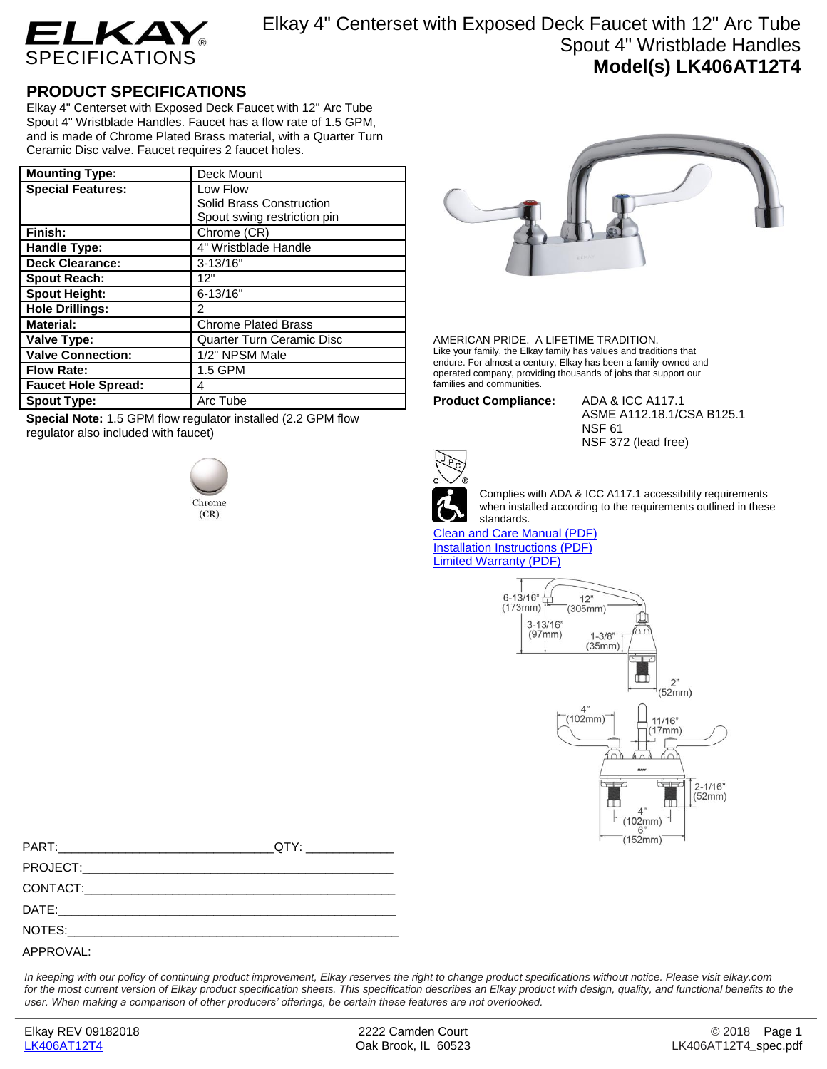ELKAY SPECIFICATIONS

# Elkay 4" Centerset with Exposed Deck Faucet with 12" Arc Tube Spout 4" Wristblade Handles
## Model(s) LK406AT12T4

## PRODUCT SPECIFICATIONS

Elkay 4" Centerset with Exposed Deck Faucet with 12" Arc Tube Spout 4" Wristblade Handles. Faucet has a flow rate of 1.5 GPM, and is made of Chrome Plated Brass material, with a Quarter Turn Ceramic Disc valve. Faucet requires 2 faucet holes.

| | |
|---|---|
| **Mounting Type:** | Deck Mount |
| **Special Features:** | Low Flow<br>Solid Brass Construction<br>Spout swing restriction pin |
| **Finish:** | Chrome (CR) |
| **Handle Type:** | 4" Wristblade Handle |
| **Deck Clearance:** | 3-13/16" |
| **Spout Reach:** | 12" |
| **Spout Height:** | 6-13/16" |
| **Hole Drillings:** | 2 |
| **Material:** | Chrome Plated Brass |
| **Valve Type:** | Quarter Turn Ceramic Disc |
| **Valve Connection:** | 1/2" NPSM Male |
| **Flow Rate:** | 1.5 GPM |
| **Faucet Hole Spread:** | 4 |
| **Spout Type:** | Arc Tube |

**Special Note:** 1.5 GPM flow regulator installed (2.2 GPM flow regulator also included with faucet)

Chrome (CR)

AMERICAN PRIDE. A LIFETIME TRADITION.
Like your family, the Elkay family has values and traditions that endure. For almost a century, Elkay has been a family-owned and operated company, providing thousands of jobs that support our families and communities.

**Product Compliance:** ADA & ICC A117.1
ASME A112.18.1/CSA B125.1
NSF 61
NSF 372 (lead free)

Complies with ADA & ICC A117.1 accessibility requirements when installed according to the requirements outlined in these standards.

[Clean and Care Manual (PDF)]
[Installation Instructions (PDF)]
[Limited Warranty (PDF)]

6-13/16" (173mm) 12" (305mm) 3-13/16" (97mm) 1-3/8" (35mm) 2" (52mm) 4" (102mm) 11/16" (17mm) 2-1/16" (52mm) 4" (102mm) 6" (152mm)

PART:_______________________________QTY: ____________

PROJECT:_______________________________________________

CONTACT:_______________________________________________

DATE:__________________________________________________

NOTES:_________________________________________________

APPROVAL:

*In keeping with our policy of continuing product improvement, Elkay reserves the right to change product specifications without notice. Please visit elkay.com for the most current version of Elkay product specification sheets. This specification describes an Elkay product with design, quality, and functional benefits to the user. When making a comparison of other producers' offerings, be certain these features are not overlooked.*

Elkay REV 09182018
LK406AT12T4

2222 Camden Court
Oak Brook, IL 60523

© 2018
LK406AT12T4_spec.pdf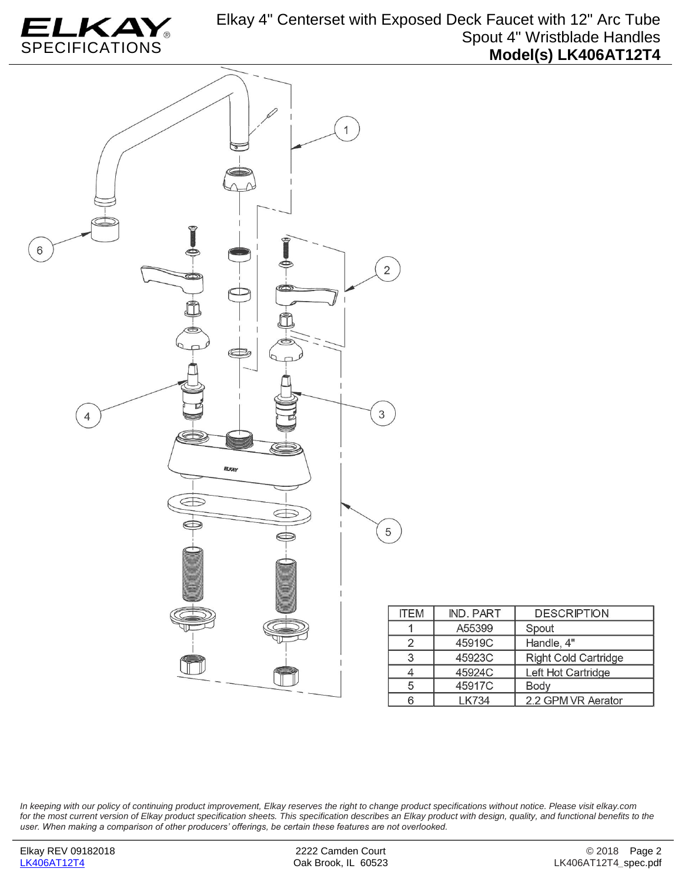# ELKAY SPECIFICATIONS

## Elkay 4" Centerset with Exposed Deck Faucet with 12" Arc Tube Spout 4" Wristblade Handles

### Model(s) LK406AT12T4

1

2

3

4

5

6

| ITEM | IND. PART | DESCRIPTION |
|---|---|---|
| 1 | A55399 | Spout |
| 2 | 45919C | Handle, 4" |
| 3 | 45923C | Right Cold Cartridge |
| 4 | 45924C | Left Hot Cartridge |
| 5 | 45917C | Body |
| 6 | LK734 | 2.2 GPM VR Aerator |

*In keeping with our policy of continuing product improvement, Elkay reserves the right to change product specifications without notice. Please visit elkay.com for the most current version of Elkay product specification sheets. This specification describes an Elkay product with design, quality, and functional benefits to the user. When making a comparison of other producers' offerings, be certain these features are not overlooked.*

Elkay REV 09182018
LK406AT12T4

2222 Camden Court
Oak Brook, IL 60523

© 2018
LK406AT12T4_spec.pdf